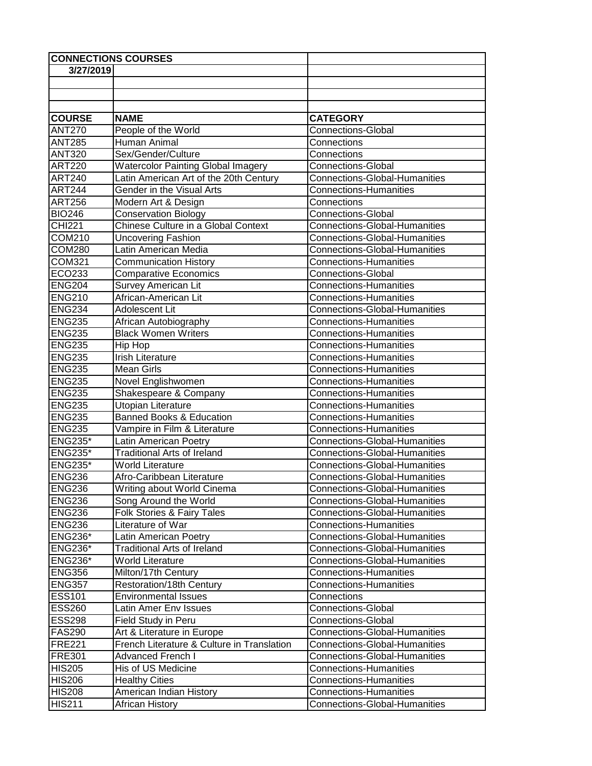| CONNECTIONS COURSES | | |
|---|---|---|
| 3/27/2019 | | |
| | | |
| | | |
| | | |
| **COURSE** | **NAME** | **CATEGORY** |
| ANT270 | People of the World | Connections-Global |
| ANT285 | Human Animal | Connections |
| ANT320 | Sex/Gender/Culture | Connections |
| ART220 | Watercolor Painting Global Imagery | Connections-Global |
| ART240 | Latin American Art of the 20th Century | Connections-Global-Humanities |
| ART244 | Gender in the Visual Arts | Connections-Humanities |
| ART256 | Modern Art & Design | Connections |
| BIO246 | Conservation Biology | Connections-Global |
| CHI221 | Chinese Culture in a Global Context | Connections-Global-Humanities |
| COM210 | Uncovering Fashion | Connections-Global-Humanities |
| COM280 | Latin American Media | Connections-Global-Humanities |
| COM321 | Communication History | Connections-Humanities |
| ECO233 | Comparative Economics | Connections-Global |
| ENG204 | Survey American Lit | Connections-Humanities |
| ENG210 | African-American Lit | Connections-Humanities |
| ENG234 | Adolescent Lit | Connections-Global-Humanities |
| ENG235 | African Autobiography | Connections-Humanities |
| ENG235 | Black Women Writers | Connections-Humanities |
| ENG235 | Hip Hop | Connections-Humanities |
| ENG235 | Irish Literature | Connections-Humanities |
| ENG235 | Mean Girls | Connections-Humanities |
| ENG235 | Novel Englishwomen | Connections-Humanities |
| ENG235 | Shakespeare & Company | Connections-Humanities |
| ENG235 | Utopian Literature | Connections-Humanities |
| ENG235 | Banned Books & Education | Connections-Humanities |
| ENG235 | Vampire in Film & Literature | Connections-Humanities |
| ENG235* | Latin American Poetry | Connections-Global-Humanities |
| ENG235* | Traditional Arts of Ireland | Connections-Global-Humanities |
| ENG235* | World Literature | Connections-Global-Humanities |
| ENG236 | Afro-Caribbean Literature | Connections-Global-Humanities |
| ENG236 | Writing about World Cinema | Connections-Global-Humanities |
| ENG236 | Song Around the World | Connections-Global-Humanities |
| ENG236 | Folk Stories & Fairy Tales | Connections-Global-Humanities |
| ENG236 | Literature of War | Connections-Humanities |
| ENG236* | Latin American Poetry | Connections-Global-Humanities |
| ENG236* | Traditional Arts of Ireland | Connections-Global-Humanities |
| ENG236* | World Literature | Connections-Global-Humanities |
| ENG356 | Milton/17th Century | Connections-Humanities |
| ENG357 | Restoration/18th Century | Connections-Humanities |
| ESS101 | Environmental Issues | Connections |
| ESS260 | Latin Amer Env Issues | Connections-Global |
| ESS298 | Field Study in Peru | Connections-Global |
| FAS290 | Art & Literature in Europe | Connections-Global-Humanities |
| FRE221 | French Literature & Culture in Translation | Connections-Global-Humanities |
| FRE301 | Advanced French I | Connections-Global-Humanities |
| HIS205 | His of US Medicine | Connections-Humanities |
| HIS206 | Healthy Cities | Connections-Humanities |
| HIS208 | American Indian History | Connections-Humanities |
| HIS211 | African History | Connections-Global-Humanities |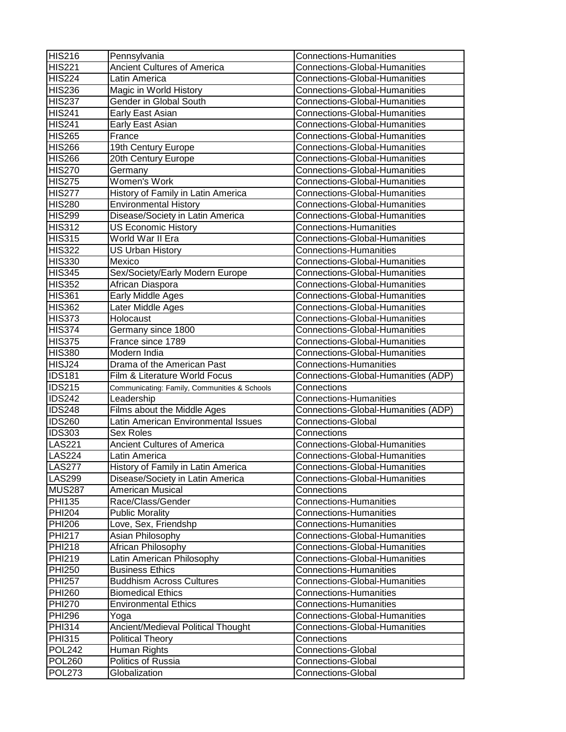| HIS216 | Pennsylvania | Connections-Humanities |
|---|---|---|
| HIS221 | Ancient Cultures of America | Connections-Global-Humanities |
| HIS224 | Latin America | Connections-Global-Humanities |
| HIS236 | Magic in World History | Connections-Global-Humanities |
| HIS237 | Gender in Global South | Connections-Global-Humanities |
| HIS241 | Early East Asian | Connections-Global-Humanities |
| HIS241 | Early East Asian | Connections-Global-Humanities |
| HIS265 | France | Connections-Global-Humanities |
| HIS266 | 19th Century Europe | Connections-Global-Humanities |
| HIS266 | 20th Century Europe | Connections-Global-Humanities |
| HIS270 | Germany | Connections-Global-Humanities |
| HIS275 | Women's Work | Connections-Global-Humanities |
| HIS277 | History of Family in Latin America | Connections-Global-Humanities |
| HIS280 | Environmental History | Connections-Global-Humanities |
| HIS299 | Disease/Society in Latin America | Connections-Global-Humanities |
| HIS312 | US Economic History | Connections-Humanities |
| HIS315 | World War II Era | Connections-Global-Humanities |
| HIS322 | US Urban History | Connections-Humanities |
| HIS330 | Mexico | Connections-Global-Humanities |
| HIS345 | Sex/Society/Early Modern Europe | Connections-Global-Humanities |
| HIS352 | African Diaspora | Connections-Global-Humanities |
| HIS361 | Early Middle Ages | Connections-Global-Humanities |
| HIS362 | Later Middle Ages | Connections-Global-Humanities |
| HIS373 | Holocaust | Connections-Global-Humanities |
| HIS374 | Germany since 1800 | Connections-Global-Humanities |
| HIS375 | France since 1789 | Connections-Global-Humanities |
| HIS380 | Modern India | Connections-Global-Humanities |
| HISJ24 | Drama of the American Past | Connections-Humanities |
| IDS181 | Film & Literature World Focus | Connections-Global-Humanities (ADP) |
| IDS215 | Communicating: Family, Communities & Schools | Connections |
| IDS242 | Leadership | Connections-Humanities |
| IDS248 | Films about the Middle Ages | Connections-Global-Humanities (ADP) |
| IDS260 | Latin American Environmental Issues | Connections-Global |
| IDS303 | Sex Roles | Connections |
| LAS221 | Ancient Cultures of America | Connections-Global-Humanities |
| LAS224 | Latin America | Connections-Global-Humanities |
| LAS277 | History of Family in Latin America | Connections-Global-Humanities |
| LAS299 | Disease/Society in Latin America | Connections-Global-Humanities |
| MUS287 | American Musical | Connections |
| PHI135 | Race/Class/Gender | Connections-Humanities |
| PHI204 | Public Morality | Connections-Humanities |
| PHI206 | Love, Sex, Friendshp | Connections-Humanities |
| PHI217 | Asian Philosophy | Connections-Global-Humanities |
| PHI218 | African Philosophy | Connections-Global-Humanities |
| PHI219 | Latin American Philosophy | Connections-Global-Humanities |
| PHI250 | Business Ethics | Connections-Humanities |
| PHI257 | Buddhism Across Cultures | Connections-Global-Humanities |
| PHI260 | Biomedical Ethics | Connections-Humanities |
| PHI270 | Environmental Ethics | Connections-Humanities |
| PHI296 | Yoga | Connections-Global-Humanities |
| PHI314 | Ancient/Medieval Political Thought | Connections-Global-Humanities |
| PHI315 | Political Theory | Connections |
| POL242 | Human Rights | Connections-Global |
| POL260 | Politics of Russia | Connections-Global |
| POL273 | Globalization | Connections-Global |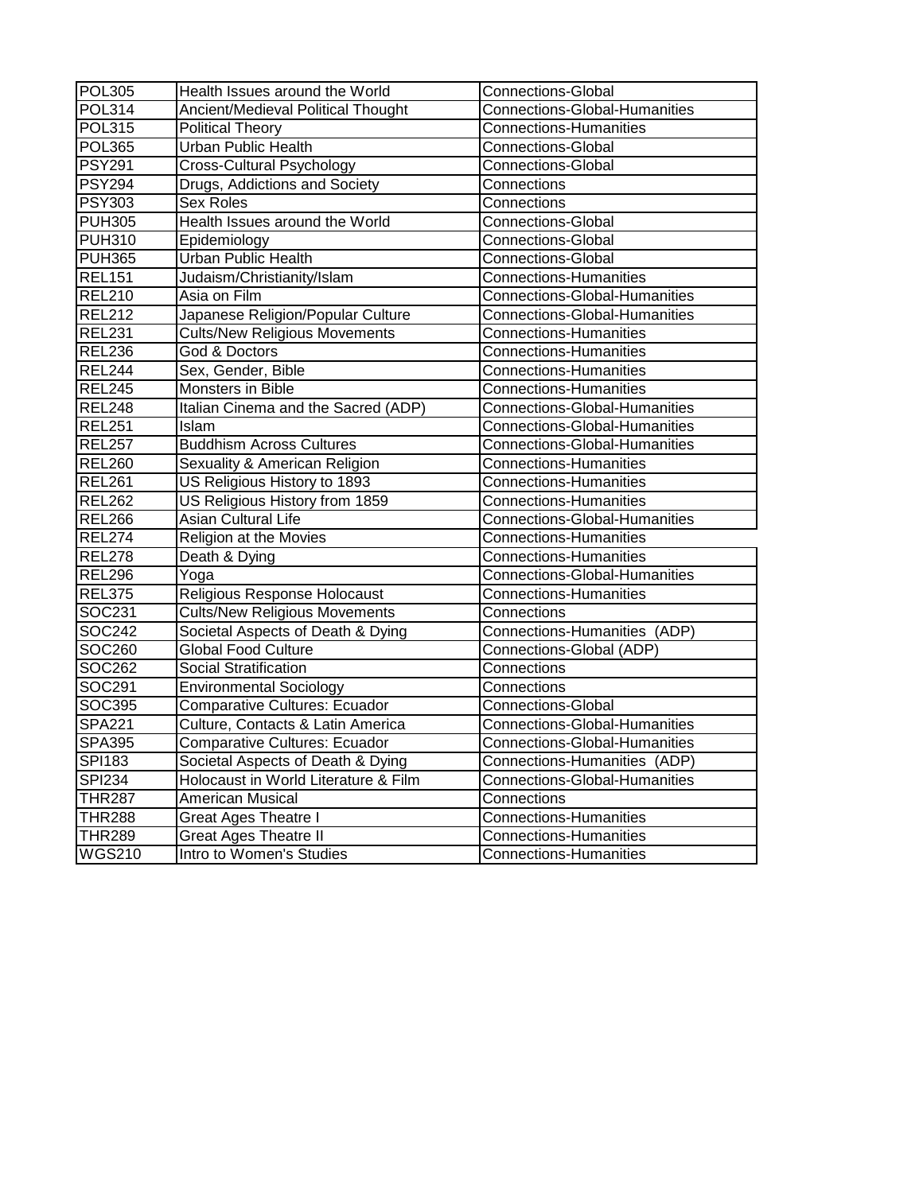| | | |
|---|---|---|
| POL305 | Health Issues around the World | Connections-Global |
| POL314 | Ancient/Medieval Political Thought | Connections-Global-Humanities |
| POL315 | Political Theory | Connections-Humanities |
| POL365 | Urban Public Health | Connections-Global |
| PSY291 | Cross-Cultural Psychology | Connections-Global |
| PSY294 | Drugs, Addictions and Society | Connections |
| PSY303 | Sex Roles | Connections |
| PUH305 | Health Issues around the World | Connections-Global |
| PUH310 | Epidemiology | Connections-Global |
| PUH365 | Urban Public Health | Connections-Global |
| REL151 | Judaism/Christianity/Islam | Connections-Humanities |
| REL210 | Asia on Film | Connections-Global-Humanities |
| REL212 | Japanese Religion/Popular Culture | Connections-Global-Humanities |
| REL231 | Cults/New Religious Movements | Connections-Humanities |
| REL236 | God & Doctors | Connections-Humanities |
| REL244 | Sex, Gender, Bible | Connections-Humanities |
| REL245 | Monsters in Bible | Connections-Humanities |
| REL248 | Italian Cinema and the Sacred (ADP) | Connections-Global-Humanities |
| REL251 | Islam | Connections-Global-Humanities |
| REL257 | Buddhism Across Cultures | Connections-Global-Humanities |
| REL260 | Sexuality & American Religion | Connections-Humanities |
| REL261 | US Religious History to 1893 | Connections-Humanities |
| REL262 | US Religious History from 1859 | Connections-Humanities |
| REL266 | Asian Cultural Life | Connections-Global-Humanities |
| REL274 | Religion at the Movies | Connections-Humanities |
| REL278 | Death & Dying | Connections-Humanities |
| REL296 | Yoga | Connections-Global-Humanities |
| REL375 | Religious Response Holocaust | Connections-Humanities |
| SOC231 | Cults/New Religious Movements | Connections |
| SOC242 | Societal Aspects of Death & Dying | Connections-Humanities (ADP) |
| SOC260 | Global Food Culture | Connections-Global (ADP) |
| SOC262 | Social Stratification | Connections |
| SOC291 | Environmental Sociology | Connections |
| SOC395 | Comparative Cultures: Ecuador | Connections-Global |
| SPA221 | Culture, Contacts & Latin America | Connections-Global-Humanities |
| SPA395 | Comparative Cultures: Ecuador | Connections-Global-Humanities |
| SPI183 | Societal Aspects of Death & Dying | Connections-Humanities (ADP) |
| SPI234 | Holocaust in World Literature & Film | Connections-Global-Humanities |
| THR287 | American Musical | Connections |
| THR288 | Great Ages Theatre I | Connections-Humanities |
| THR289 | Great Ages Theatre II | Connections-Humanities |
| WGS210 | Intro to Women's Studies | Connections-Humanities |